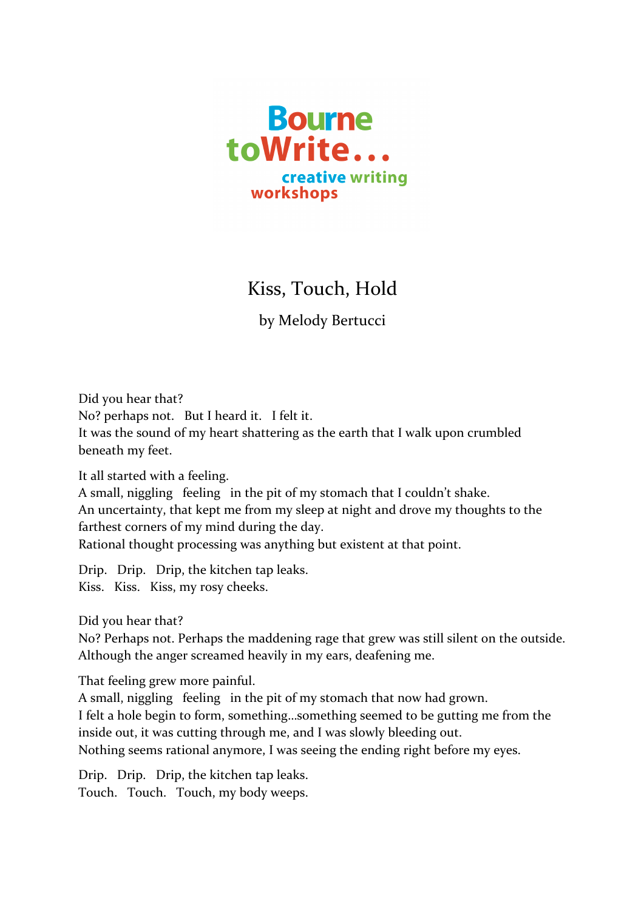Bourne toWrite... creative writing workshops

# Kiss, Touch, Hold

by Melody Bertucci

Did you hear that?
No? perhaps not.   But I heard it.   I felt it.
It was the sound of my heart shattering as the earth that I walk upon crumbled beneath my feet.

It all started with a feeling.
A small, niggling   feeling   in the pit of my stomach that I couldn't shake.
An uncertainty, that kept me from my sleep at night and drove my thoughts to the farthest corners of my mind during the day.
Rational thought processing was anything but existent at that point.

Drip.   Drip.   Drip, the kitchen tap leaks.
Kiss.   Kiss.   Kiss, my rosy cheeks.

Did you hear that?
No? Perhaps not. Perhaps the maddening rage that grew was still silent on the outside. Although the anger screamed heavily in my ears, deafening me.

That feeling grew more painful.
A small, niggling   feeling   in the pit of my stomach that now had grown.
I felt a hole begin to form, something...something seemed to be gutting me from the inside out, it was cutting through me, and I was slowly bleeding out.
Nothing seems rational anymore, I was seeing the ending right before my eyes.

Drip.   Drip.   Drip, the kitchen tap leaks.
Touch.   Touch.   Touch, my body weeps.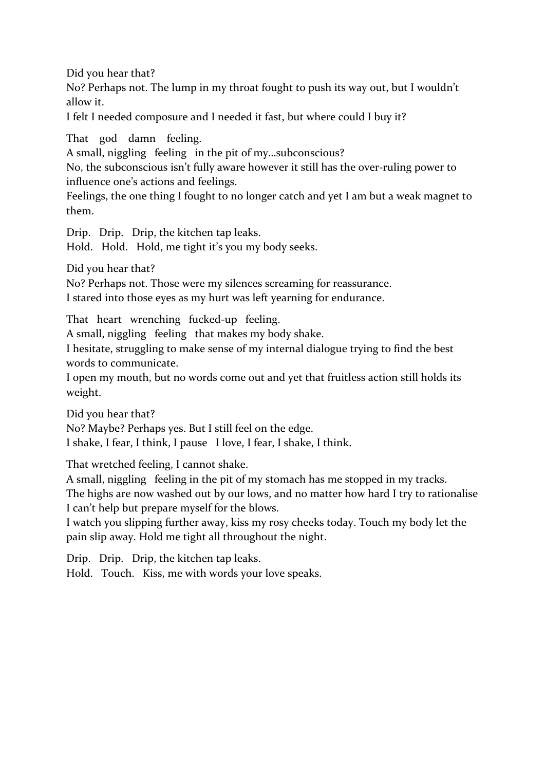Did you hear that?
No? Perhaps not. The lump in my throat fought to push its way out, but I wouldn't allow it.
I felt I needed composure and I needed it fast, but where could I buy it?

That god damn feeling.
A small, niggling feeling in the pit of my…subconscious?
No, the subconscious isn't fully aware however it still has the over-ruling power to influence one's actions and feelings.
Feelings, the one thing I fought to no longer catch and yet I am but a weak magnet to them.

Drip. Drip. Drip, the kitchen tap leaks.
Hold. Hold. Hold, me tight it's you my body seeks.

Did you hear that?
No? Perhaps not. Those were my silences screaming for reassurance.
I stared into those eyes as my hurt was left yearning for endurance.

That heart wrenching fucked-up feeling.
A small, niggling feeling that makes my body shake.
I hesitate, struggling to make sense of my internal dialogue trying to find the best words to communicate.
I open my mouth, but no words come out and yet that fruitless action still holds its weight.

Did you hear that?
No? Maybe? Perhaps yes. But I still feel on the edge.
I shake, I fear, I think, I pause I love, I fear, I shake, I think.

That wretched feeling, I cannot shake.
A small, niggling feeling in the pit of my stomach has me stopped in my tracks.
The highs are now washed out by our lows, and no matter how hard I try to rationalise I can't help but prepare myself for the blows.
I watch you slipping further away, kiss my rosy cheeks today. Touch my body let the pain slip away. Hold me tight all throughout the night.

Drip. Drip. Drip, the kitchen tap leaks.
Hold. Touch. Kiss, me with words your love speaks.